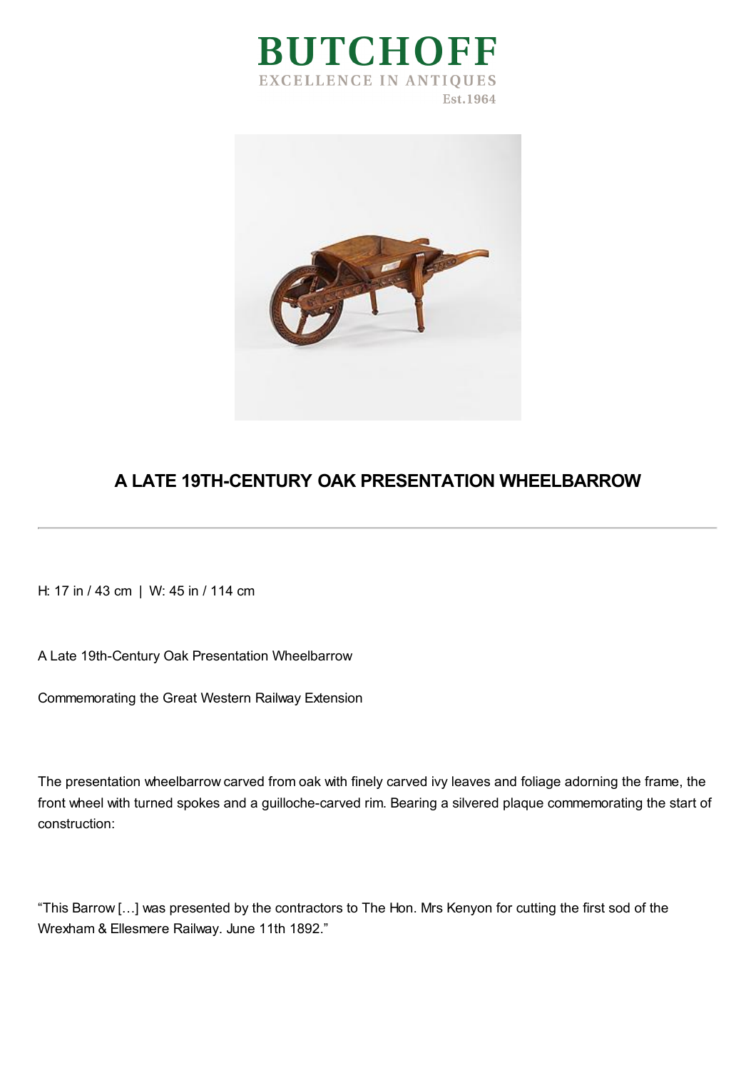BUTCHOFF

EXCELLENCE IN ANTIQUES

Est.1964

# A LATE 19TH-CENTURY OAK PRESENTATION WHEELBARROW

---

H: 17 in / 43 cm | W: 45 in / 114 cm

A Late 19th-Century Oak Presentation Wheelbarrow

Commemorating the Great Western Railway Extension

The presentation wheelbarrow carved from oak with finely carved ivy leaves and foliage adorning the frame, the front wheel with turned spokes and a guilloche-carved rim. Bearing a silvered plaque commemorating the start of construction:

"This Barrow […] was presented by the contractors to The Hon. Mrs Kenyon for cutting the first sod of the Wrexham & Ellesmere Railway. June 11th 1892."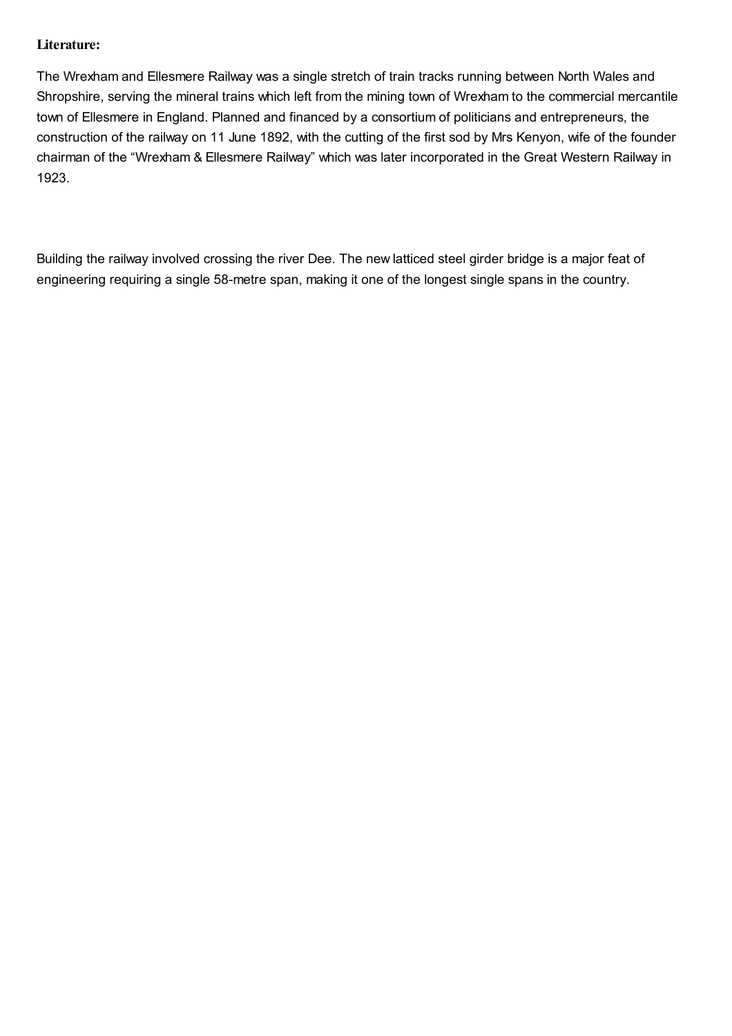**Literature:**

The Wrexham and Ellesmere Railway was a single stretch of train tracks running between North Wales and Shropshire, serving the mineral trains which left from the mining town of Wrexham to the commercial mercantile town of Ellesmere in England. Planned and financed by a consortium of politicians and entrepreneurs, the construction of the railway on 11 June 1892, with the cutting of the first sod by Mrs Kenyon, wife of the founder chairman of the "Wrexham & Ellesmere Railway" which was later incorporated in the Great Western Railway in 1923.

Building the railway involved crossing the river Dee. The new latticed steel girder bridge is a major feat of engineering requiring a single 58-metre span, making it one of the longest single spans in the country.